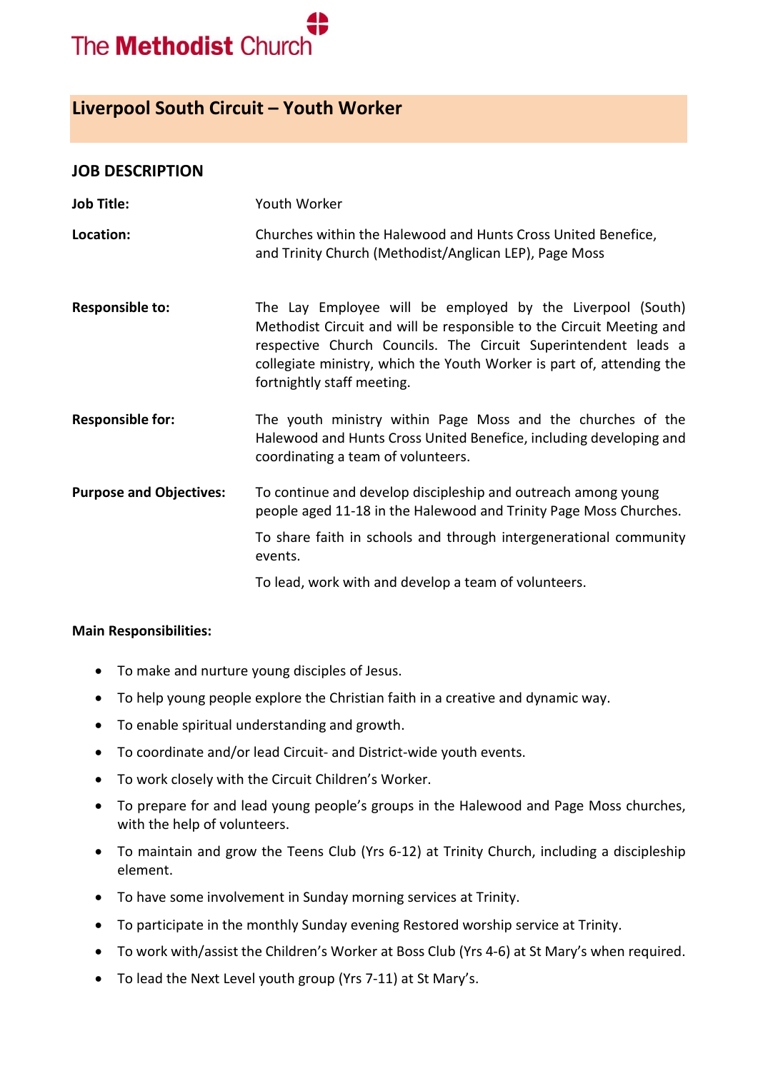The Methodist Church

# Liverpool South Circuit – Youth Worker

## JOB DESCRIPTION

**Job Title:** Youth Worker

**Location:** Churches within the Halewood and Hunts Cross United Benefice, and Trinity Church (Methodist/Anglican LEP), Page Moss

**Responsible to:** The Lay Employee will be employed by the Liverpool (South) Methodist Circuit and will be responsible to the Circuit Meeting and respective Church Councils. The Circuit Superintendent leads a collegiate ministry, which the Youth Worker is part of, attending the fortnightly staff meeting.

**Responsible for:** The youth ministry within Page Moss and the churches of the Halewood and Hunts Cross United Benefice, including developing and coordinating a team of volunteers.

**Purpose and Objectives:** To continue and develop discipleship and outreach among young people aged 11-18 in the Halewood and Trinity Page Moss Churches.

To share faith in schools and through intergenerational community events.

To lead, work with and develop a team of volunteers.

**Main Responsibilities:**

- To make and nurture young disciples of Jesus.
- To help young people explore the Christian faith in a creative and dynamic way.
- To enable spiritual understanding and growth.
- To coordinate and/or lead Circuit- and District-wide youth events.
- To work closely with the Circuit Children's Worker.
- To prepare for and lead young people's groups in the Halewood and Page Moss churches, with the help of volunteers.
- To maintain and grow the Teens Club (Yrs 6-12) at Trinity Church, including a discipleship element.
- To have some involvement in Sunday morning services at Trinity.
- To participate in the monthly Sunday evening Restored worship service at Trinity.
- To work with/assist the Children's Worker at Boss Club (Yrs 4-6) at St Mary's when required.
- To lead the Next Level youth group (Yrs 7-11) at St Mary's.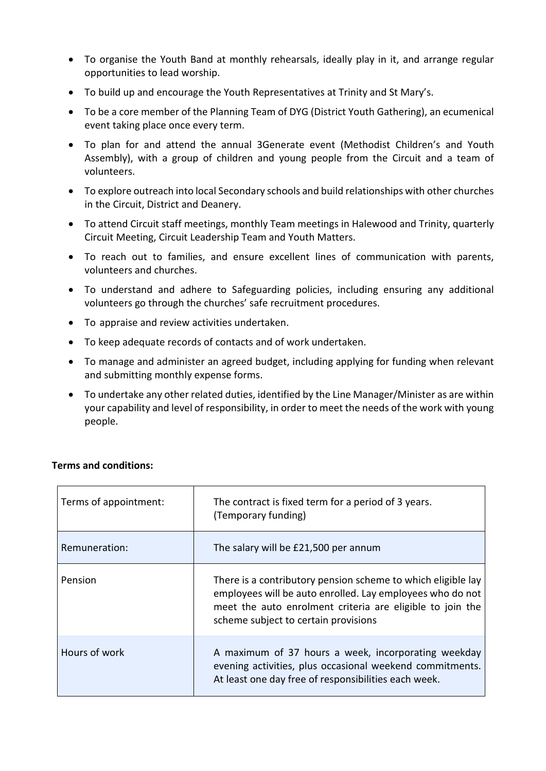- To organise the Youth Band at monthly rehearsals, ideally play in it, and arrange regular opportunities to lead worship.
- To build up and encourage the Youth Representatives at Trinity and St Mary's.
- To be a core member of the Planning Team of DYG (District Youth Gathering), an ecumenical event taking place once every term.
- To plan for and attend the annual 3Generate event (Methodist Children's and Youth Assembly), with a group of children and young people from the Circuit and a team of volunteers.
- To explore outreach into local Secondary schools and build relationships with other churches in the Circuit, District and Deanery.
- To attend Circuit staff meetings, monthly Team meetings in Halewood and Trinity, quarterly Circuit Meeting, Circuit Leadership Team and Youth Matters.
- To reach out to families, and ensure excellent lines of communication with parents, volunteers and churches.
- To understand and adhere to Safeguarding policies, including ensuring any additional volunteers go through the churches' safe recruitment procedures.
- To appraise and review activities undertaken.
- To keep adequate records of contacts and of work undertaken.
- To manage and administer an agreed budget, including applying for funding when relevant and submitting monthly expense forms.
- To undertake any other related duties, identified by the Line Manager/Minister as are within your capability and level of responsibility, in order to meet the needs of the work with young people.

**Terms and conditions:**

| | |
|---|---|
| Terms of appointment: | The contract is fixed term for a period of 3 years. (Temporary funding) |
| Remuneration: | The salary will be £21,500 per annum |
| Pension | There is a contributory pension scheme to which eligible lay employees will be auto enrolled. Lay employees who do not meet the auto enrolment criteria are eligible to join the scheme subject to certain provisions |
| Hours of work | A maximum of 37 hours a week, incorporating weekday evening activities, plus occasional weekend commitments. At least one day free of responsibilities each week. |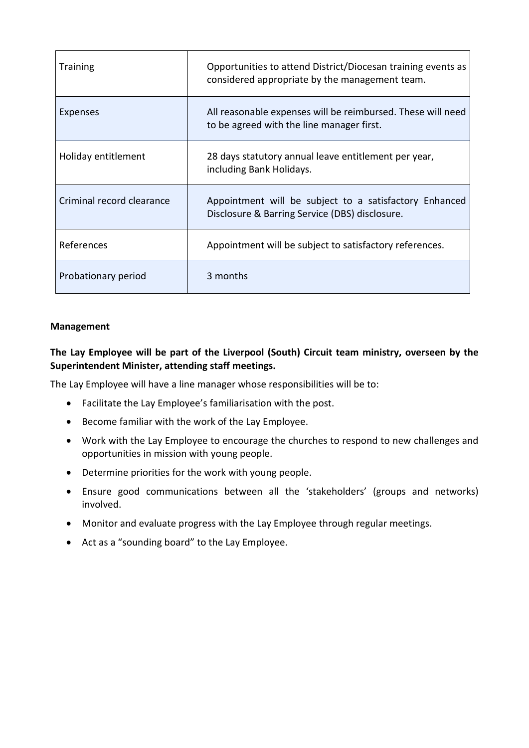| | |
|---|---|
| Training | Opportunities to attend District/Diocesan training events as considered appropriate by the management team. |
| Expenses | All reasonable expenses will be reimbursed. These will need to be agreed with the line manager first. |
| Holiday entitlement | 28 days statutory annual leave entitlement per year, including Bank Holidays. |
| Criminal record clearance | Appointment will be subject to a satisfactory Enhanced Disclosure & Barring Service (DBS) disclosure. |
| References | Appointment will be subject to satisfactory references. |
| Probationary period | 3 months |

**Management**

**The Lay Employee will be part of the Liverpool (South) Circuit team ministry, overseen by the Superintendent Minister, attending staff meetings.**

The Lay Employee will have a line manager whose responsibilities will be to:

- Facilitate the Lay Employee's familiarisation with the post.
- Become familiar with the work of the Lay Employee.
- Work with the Lay Employee to encourage the churches to respond to new challenges and opportunities in mission with young people.
- Determine priorities for the work with young people.
- Ensure good communications between all the 'stakeholders' (groups and networks) involved.
- Monitor and evaluate progress with the Lay Employee through regular meetings.
- Act as a "sounding board" to the Lay Employee.